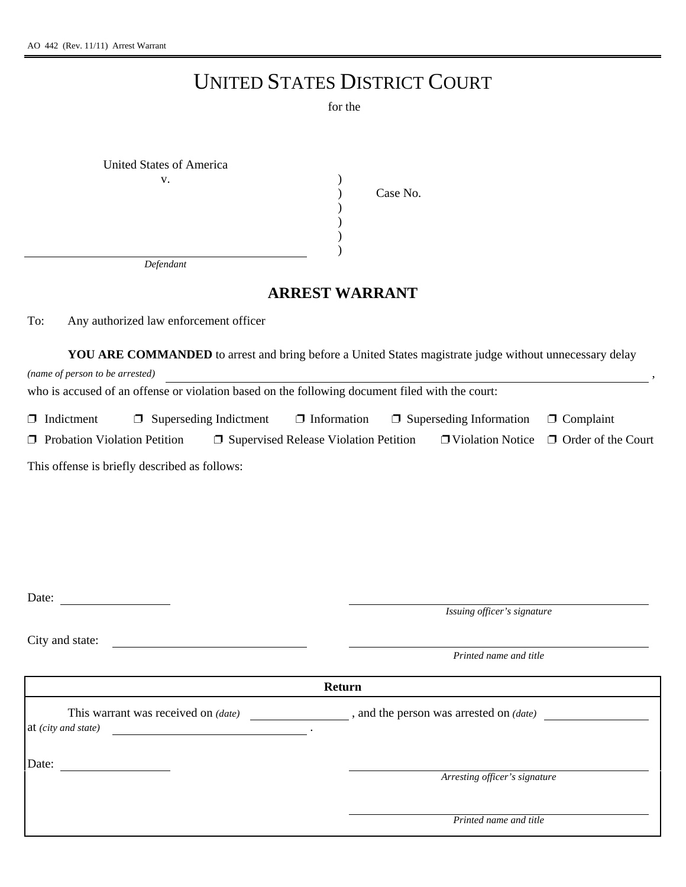AO 442 (Rev. 11/11) Arrest Warrant

# UNITED STATES DISTRICT COURT

for the

United States of America
v.

)
) Case No.
)
)
)
)

\_\_\_\_\_\_\_\_\_\_\_\_\_\_\_\_\_\_\_\_\_\_\_\_\_\_\_\_\_\_
*Defendant*

## ARREST WARRANT

To: Any authorized law enforcement officer

**YOU ARE COMMANDED** to arrest and bring before a United States magistrate judge without unnecessary delay

*(name of person to be arrested)* \_\_\_\_\_\_\_\_\_\_\_\_\_\_\_\_\_\_\_\_\_\_\_\_\_\_\_\_\_\_\_\_\_\_\_\_\_\_\_\_ ,

who is accused of an offense or violation based on the following document filed with the court:

❒ Indictment ❒ Superseding Indictment ❒ Information ❒ Superseding Information ❒ Complaint

❒ Probation Violation Petition ❒ Supervised Release Violation Petition ❒ Violation Notice ❒ Order of the Court

This offense is briefly described as follows:

Date: \_\_\_\_\_\_\_\_\_\_\_\_\_\_\_\_

\_\_\_\_\_\_\_\_\_\_\_\_\_\_\_\_\_\_\_\_\_\_\_\_\_\_\_\_\_\_
*Issuing officer's signature*

City and state: \_\_\_\_\_\_\_\_\_\_\_\_\_\_\_\_\_\_\_\_\_\_

\_\_\_\_\_\_\_\_\_\_\_\_\_\_\_\_\_\_\_\_\_\_\_\_\_\_\_\_\_\_
*Printed name and title*

### Return

This warrant was received on *(date)* \_\_\_\_\_\_\_\_\_\_\_\_\_\_ , and the person was arrested on *(date)* \_\_\_\_\_\_\_\_\_\_\_\_\_\_
at *(city and state)* \_\_\_\_\_\_\_\_\_\_\_\_\_\_\_\_\_\_\_\_\_\_ .

Date: \_\_\_\_\_\_\_\_\_\_\_\_\_\_\_\_

\_\_\_\_\_\_\_\_\_\_\_\_\_\_\_\_\_\_\_\_\_\_\_\_\_\_\_\_\_\_
*Arresting officer's signature*

\_\_\_\_\_\_\_\_\_\_\_\_\_\_\_\_\_\_\_\_\_\_\_\_\_\_\_\_\_\_
*Printed name and title*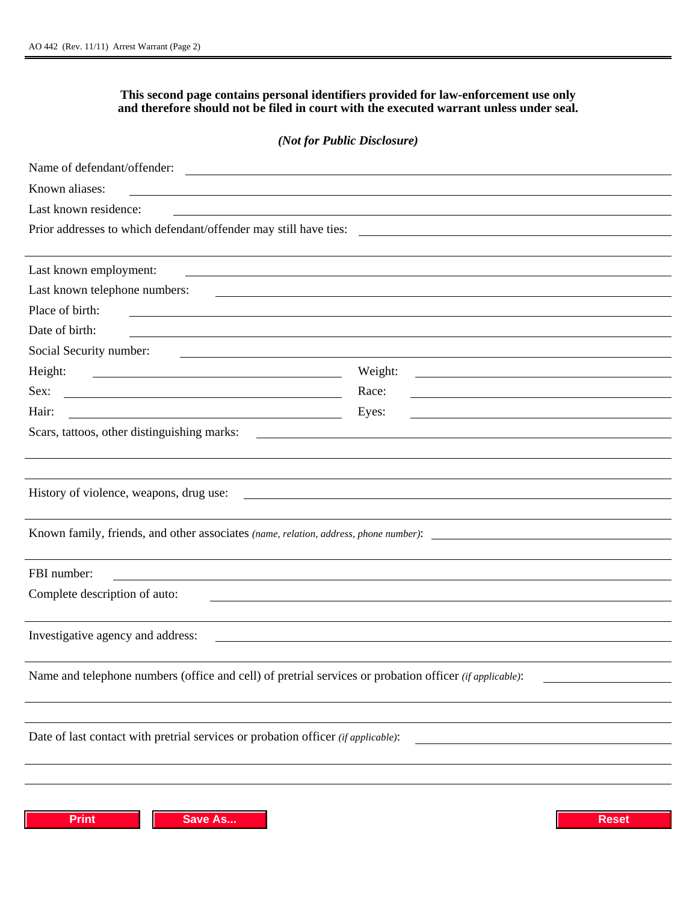**This second page contains personal identifiers provided for law-enforcement use only and therefore should not be filed in court with the executed warrant unless under seal.**

***(Not for Public Disclosure)***

Name of defendant/offender: ______________________________

Known aliases: ______________________________

Last known residence: ______________________________

Prior addresses to which defendant/offender may still have ties: ______________________________

______________________________

Last known employment: ______________________________

Last known telephone numbers: ______________________________

Place of birth: ______________________________

Date of birth: ______________________________

Social Security number: ______________________________

Height: ______________ Weight: ______________

Sex: ______________ Race: ______________

Hair: ______________ Eyes: ______________

Scars, tattoos, other distinguishing marks: ______________________________

______________________________

______________________________

History of violence, weapons, drug use: ______________________________

______________________________

Known family, friends, and other associates *(name, relation, address, phone number)*: ______________________________

______________________________

FBI number: ______________________________

Complete description of auto: ______________________________

______________________________

Investigative agency and address: ______________________________

______________________________

Name and telephone numbers (office and cell) of pretrial services or probation officer *(if applicable)*: ______________

______________________________

______________________________

Date of last contact with pretrial services or probation officer *(if applicable)*: ______________________________

______________________________

______________________________

Print | Save As... | Reset